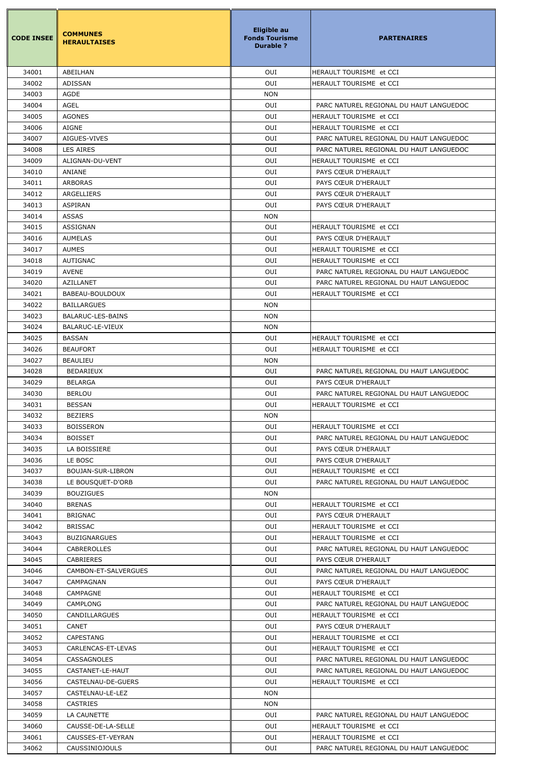| CODE INSEE | COMMUNES HERAULTAISES | Eligible au Fonds Tourisme Durable ? | PARTENAIRES |
|---|---|---|---|
| 34001 | ABEILHAN | OUI | HERAULT TOURISME et CCI |
| 34002 | ADISSAN | OUI | HERAULT TOURISME et CCI |
| 34003 | AGDE | NON | |
| 34004 | AGEL | OUI | PARC NATUREL REGIONAL DU HAUT LANGUEDOC |
| 34005 | AGONES | OUI | HERAULT TOURISME et CCI |
| 34006 | AIGNE | OUI | HERAULT TOURISME et CCI |
| 34007 | AIGUES-VIVES | OUI | PARC NATUREL REGIONAL DU HAUT LANGUEDOC |
| 34008 | LES AIRES | OUI | PARC NATUREL REGIONAL DU HAUT LANGUEDOC |
| 34009 | ALIGNAN-DU-VENT | OUI | HERAULT TOURISME et CCI |
| 34010 | ANIANE | OUI | PAYS CŒUR D'HERAULT |
| 34011 | ARBORAS | OUI | PAYS CŒUR D'HERAULT |
| 34012 | ARGELLIERS | OUI | PAYS CŒUR D'HERAULT |
| 34013 | ASPIRAN | OUI | PAYS CŒUR D'HERAULT |
| 34014 | ASSAS | NON | |
| 34015 | ASSIGNAN | OUI | HERAULT TOURISME et CCI |
| 34016 | AUMELAS | OUI | PAYS CŒUR D'HERAULT |
| 34017 | AUMES | OUI | HERAULT TOURISME et CCI |
| 34018 | AUTIGNAC | OUI | HERAULT TOURISME et CCI |
| 34019 | AVENE | OUI | PARC NATUREL REGIONAL DU HAUT LANGUEDOC |
| 34020 | AZILLANET | OUI | PARC NATUREL REGIONAL DU HAUT LANGUEDOC |
| 34021 | BABEAU-BOULDOUX | OUI | HERAULT TOURISME et CCI |
| 34022 | BAILLARGUES | NON | |
| 34023 | BALARUC-LES-BAINS | NON | |
| 34024 | BALARUC-LE-VIEUX | NON | |
| 34025 | BASSAN | OUI | HERAULT TOURISME et CCI |
| 34026 | BEAUFORT | OUI | HERAULT TOURISME et CCI |
| 34027 | BEAULIEU | NON | |
| 34028 | BEDARIEUX | OUI | PARC NATUREL REGIONAL DU HAUT LANGUEDOC |
| 34029 | BELARGA | OUI | PAYS CŒUR D'HERAULT |
| 34030 | BERLOU | OUI | PARC NATUREL REGIONAL DU HAUT LANGUEDOC |
| 34031 | BESSAN | OUI | HERAULT TOURISME et CCI |
| 34032 | BEZIERS | NON | |
| 34033 | BOISSERON | OUI | HERAULT TOURISME et CCI |
| 34034 | BOISSET | OUI | PARC NATUREL REGIONAL DU HAUT LANGUEDOC |
| 34035 | LA BOISSIERE | OUI | PAYS CŒUR D'HERAULT |
| 34036 | LE BOSC | OUI | PAYS CŒUR D'HERAULT |
| 34037 | BOUJAN-SUR-LIBRON | OUI | HERAULT TOURISME et CCI |
| 34038 | LE BOUSQUET-D'ORB | OUI | PARC NATUREL REGIONAL DU HAUT LANGUEDOC |
| 34039 | BOUZIGUES | NON | |
| 34040 | BRENAS | OUI | HERAULT TOURISME et CCI |
| 34041 | BRIGNAC | OUI | PAYS CŒUR D'HERAULT |
| 34042 | BRISSAC | OUI | HERAULT TOURISME et CCI |
| 34043 | BUZIGNARGUES | OUI | HERAULT TOURISME et CCI |
| 34044 | CABREROLLES | OUI | PARC NATUREL REGIONAL DU HAUT LANGUEDOC |
| 34045 | CABRIERES | OUI | PAYS CŒUR D'HERAULT |
| 34046 | CAMBON-ET-SALVERGUES | OUI | PARC NATUREL REGIONAL DU HAUT LANGUEDOC |
| 34047 | CAMPAGNAN | OUI | PAYS CŒUR D'HERAULT |
| 34048 | CAMPAGNE | OUI | HERAULT TOURISME et CCI |
| 34049 | CAMPLONG | OUI | PARC NATUREL REGIONAL DU HAUT LANGUEDOC |
| 34050 | CANDILLARGUES | OUI | HERAULT TOURISME et CCI |
| 34051 | CANET | OUI | PAYS CŒUR D'HERAULT |
| 34052 | CAPESTANG | OUI | HERAULT TOURISME et CCI |
| 34053 | CARLENCAS-ET-LEVAS | OUI | HERAULT TOURISME et CCI |
| 34054 | CASSAGNOLES | OUI | PARC NATUREL REGIONAL DU HAUT LANGUEDOC |
| 34055 | CASTANET-LE-HAUT | OUI | PARC NATUREL REGIONAL DU HAUT LANGUEDOC |
| 34056 | CASTELNAU-DE-GUERS | OUI | HERAULT TOURISME et CCI |
| 34057 | CASTELNAU-LE-LEZ | NON | |
| 34058 | CASTRIES | NON | |
| 34059 | LA CAUNETTE | OUI | PARC NATUREL REGIONAL DU HAUT LANGUEDOC |
| 34060 | CAUSSE-DE-LA-SELLE | OUI | HERAULT TOURISME et CCI |
| 34061 | CAUSSES-ET-VEYRAN | OUI | HERAULT TOURISME et CCI |
| 34062 | CAUSSINIOJOULS | OUI | PARC NATUREL REGIONAL DU HAUT LANGUEDOC |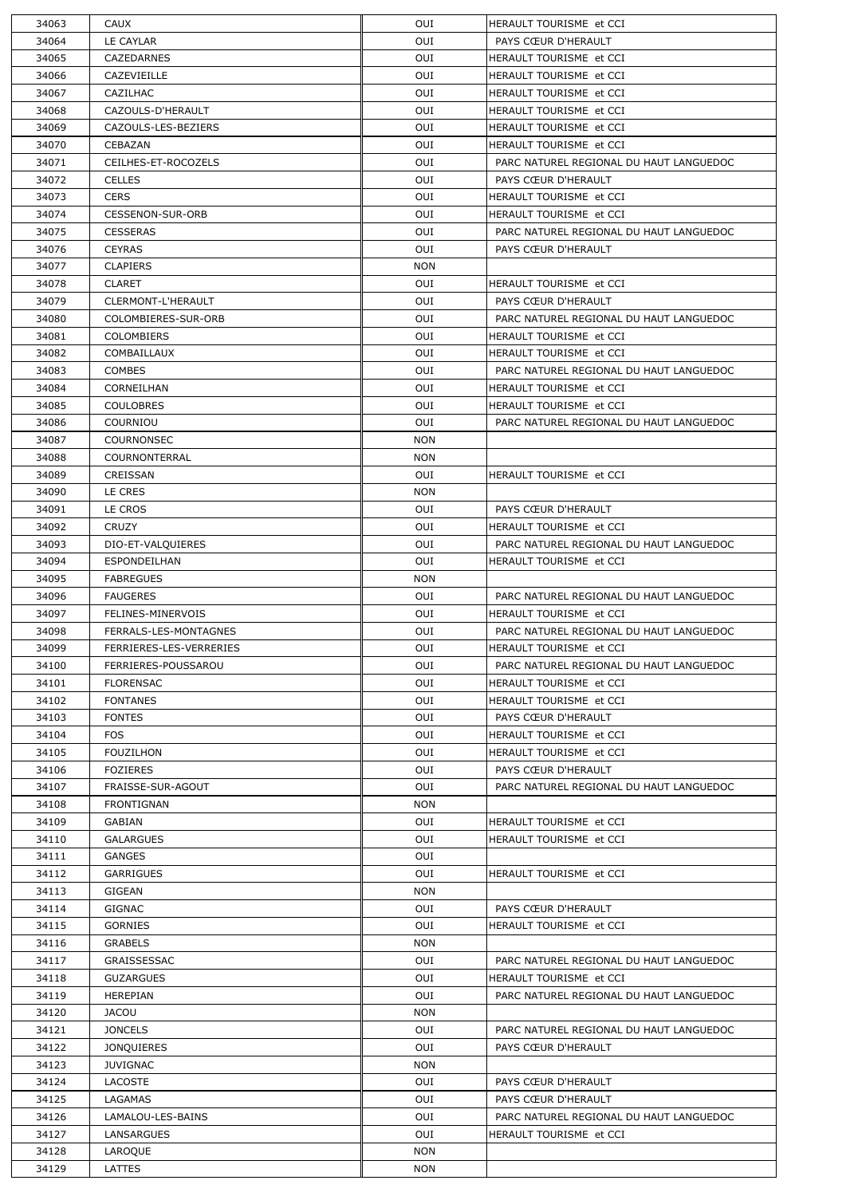| 34063 | CAUX | OUI | HERAULT TOURISME et CCI |
|---|---|---|---|
| 34064 | LE CAYLAR | OUI | PAYS CŒUR D'HERAULT |
| 34065 | CAZEDARNES | OUI | HERAULT TOURISME et CCI |
| 34066 | CAZEVIEILLE | OUI | HERAULT TOURISME et CCI |
| 34067 | CAZILHAC | OUI | HERAULT TOURISME et CCI |
| 34068 | CAZOULS-D'HERAULT | OUI | HERAULT TOURISME et CCI |
| 34069 | CAZOULS-LES-BEZIERS | OUI | HERAULT TOURISME et CCI |
| 34070 | CEBAZAN | OUI | HERAULT TOURISME et CCI |
| 34071 | CEILHES-ET-ROCOZELS | OUI | PARC NATUREL REGIONAL DU HAUT LANGUEDOC |
| 34072 | CELLES | OUI | PAYS CŒUR D'HERAULT |
| 34073 | CERS | OUI | HERAULT TOURISME et CCI |
| 34074 | CESSENON-SUR-ORB | OUI | HERAULT TOURISME et CCI |
| 34075 | CESSERAS | OUI | PARC NATUREL REGIONAL DU HAUT LANGUEDOC |
| 34076 | CEYRAS | OUI | PAYS CŒUR D'HERAULT |
| 34077 | CLAPIERS | NON | |
| 34078 | CLARET | OUI | HERAULT TOURISME et CCI |
| 34079 | CLERMONT-L'HERAULT | OUI | PAYS CŒUR D'HERAULT |
| 34080 | COLOMBIERES-SUR-ORB | OUI | PARC NATUREL REGIONAL DU HAUT LANGUEDOC |
| 34081 | COLOMBIERS | OUI | HERAULT TOURISME et CCI |
| 34082 | COMBAILLAUX | OUI | HERAULT TOURISME et CCI |
| 34083 | COMBES | OUI | PARC NATUREL REGIONAL DU HAUT LANGUEDOC |
| 34084 | CORNEILHAN | OUI | HERAULT TOURISME et CCI |
| 34085 | COULOBRES | OUI | HERAULT TOURISME et CCI |
| 34086 | COURNIOU | OUI | PARC NATUREL REGIONAL DU HAUT LANGUEDOC |
| 34087 | COURNONSEC | NON | |
| 34088 | COURNONTERRAL | NON | |
| 34089 | CREISSAN | OUI | HERAULT TOURISME et CCI |
| 34090 | LE CRES | NON | |
| 34091 | LE CROS | OUI | PAYS CŒUR D'HERAULT |
| 34092 | CRUZY | OUI | HERAULT TOURISME et CCI |
| 34093 | DIO-ET-VALQUIERES | OUI | PARC NATUREL REGIONAL DU HAUT LANGUEDOC |
| 34094 | ESPONDEILHAN | OUI | HERAULT TOURISME et CCI |
| 34095 | FABREGUES | NON | |
| 34096 | FAUGERES | OUI | PARC NATUREL REGIONAL DU HAUT LANGUEDOC |
| 34097 | FELINES-MINERVOIS | OUI | HERAULT TOURISME et CCI |
| 34098 | FERRALS-LES-MONTAGNES | OUI | PARC NATUREL REGIONAL DU HAUT LANGUEDOC |
| 34099 | FERRIERES-LES-VERRERIES | OUI | HERAULT TOURISME et CCI |
| 34100 | FERRIERES-POUSSAROU | OUI | PARC NATUREL REGIONAL DU HAUT LANGUEDOC |
| 34101 | FLORENSAC | OUI | HERAULT TOURISME et CCI |
| 34102 | FONTANES | OUI | HERAULT TOURISME et CCI |
| 34103 | FONTES | OUI | PAYS CŒUR D'HERAULT |
| 34104 | FOS | OUI | HERAULT TOURISME et CCI |
| 34105 | FOUZILHON | OUI | HERAULT TOURISME et CCI |
| 34106 | FOZIERES | OUI | PAYS CŒUR D'HERAULT |
| 34107 | FRAISSE-SUR-AGOUT | OUI | PARC NATUREL REGIONAL DU HAUT LANGUEDOC |
| 34108 | FRONTIGNAN | NON | |
| 34109 | GABIAN | OUI | HERAULT TOURISME et CCI |
| 34110 | GALARGUES | OUI | HERAULT TOURISME et CCI |
| 34111 | GANGES | OUI | |
| 34112 | GARRIGUES | OUI | HERAULT TOURISME et CCI |
| 34113 | GIGEAN | NON | |
| 34114 | GIGNAC | OUI | PAYS CŒUR D'HERAULT |
| 34115 | GORNIES | OUI | HERAULT TOURISME et CCI |
| 34116 | GRABELS | NON | |
| 34117 | GRAISSESSAC | OUI | PARC NATUREL REGIONAL DU HAUT LANGUEDOC |
| 34118 | GUZARGUES | OUI | HERAULT TOURISME et CCI |
| 34119 | HEREPIAN | OUI | PARC NATUREL REGIONAL DU HAUT LANGUEDOC |
| 34120 | JACOU | NON | |
| 34121 | JONCELS | OUI | PARC NATUREL REGIONAL DU HAUT LANGUEDOC |
| 34122 | JONQUIERES | OUI | PAYS CŒUR D'HERAULT |
| 34123 | JUVIGNAC | NON | |
| 34124 | LACOSTE | OUI | PAYS CŒUR D'HERAULT |
| 34125 | LAGAMAS | OUI | PAYS CŒUR D'HERAULT |
| 34126 | LAMALOU-LES-BAINS | OUI | PARC NATUREL REGIONAL DU HAUT LANGUEDOC |
| 34127 | LANSARGUES | OUI | HERAULT TOURISME et CCI |
| 34128 | LAROQUE | NON | |
| 34129 | LATTES | NON | |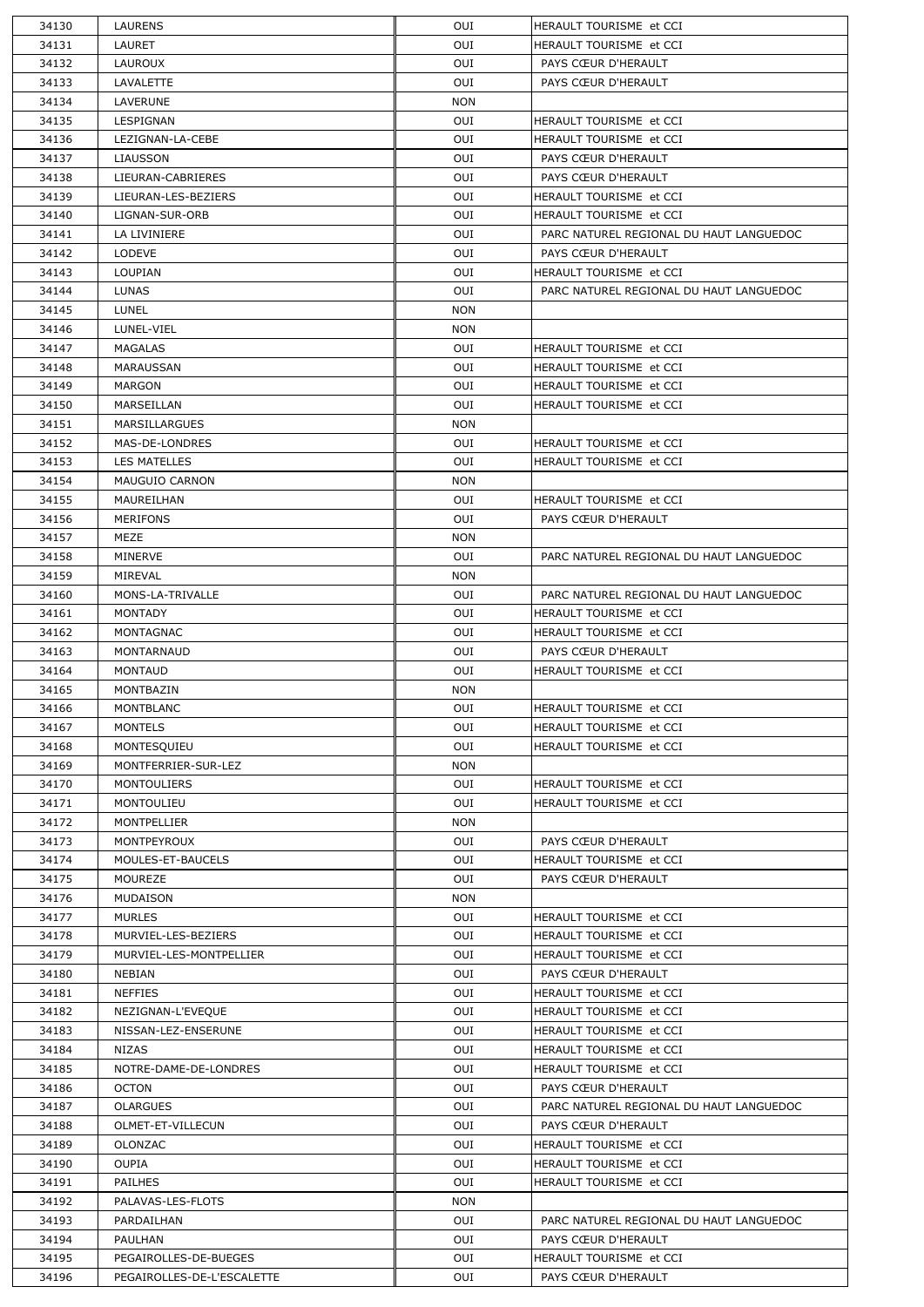| 34130 | LAURENS | OUI | HERAULT TOURISME et CCI |
|---|---|---|---|
| 34131 | LAURET | OUI | HERAULT TOURISME et CCI |
| 34132 | LAUROUX | OUI | PAYS CŒUR D'HERAULT |
| 34133 | LAVALETTE | OUI | PAYS CŒUR D'HERAULT |
| 34134 | LAVERUNE | NON | |
| 34135 | LESPIGNAN | OUI | HERAULT TOURISME et CCI |
| 34136 | LEZIGNAN-LA-CEBE | OUI | HERAULT TOURISME et CCI |
| 34137 | LIAUSSON | OUI | PAYS CŒUR D'HERAULT |
| 34138 | LIEURAN-CABRIERES | OUI | PAYS CŒUR D'HERAULT |
| 34139 | LIEURAN-LES-BEZIERS | OUI | HERAULT TOURISME et CCI |
| 34140 | LIGNAN-SUR-ORB | OUI | HERAULT TOURISME et CCI |
| 34141 | LA LIVINIERE | OUI | PARC NATUREL REGIONAL DU HAUT LANGUEDOC |
| 34142 | LODEVE | OUI | PAYS CŒUR D'HERAULT |
| 34143 | LOUPIAN | OUI | HERAULT TOURISME et CCI |
| 34144 | LUNAS | OUI | PARC NATUREL REGIONAL DU HAUT LANGUEDOC |
| 34145 | LUNEL | NON | |
| 34146 | LUNEL-VIEL | NON | |
| 34147 | MAGALAS | OUI | HERAULT TOURISME et CCI |
| 34148 | MARAUSSAN | OUI | HERAULT TOURISME et CCI |
| 34149 | MARGON | OUI | HERAULT TOURISME et CCI |
| 34150 | MARSEILLAN | OUI | HERAULT TOURISME et CCI |
| 34151 | MARSILLARGUES | NON | |
| 34152 | MAS-DE-LONDRES | OUI | HERAULT TOURISME et CCI |
| 34153 | LES MATELLES | OUI | HERAULT TOURISME et CCI |
| 34154 | MAUGUIO CARNON | NON | |
| 34155 | MAUREILHAN | OUI | HERAULT TOURISME et CCI |
| 34156 | MERIFONS | OUI | PAYS CŒUR D'HERAULT |
| 34157 | MEZE | NON | |
| 34158 | MINERVE | OUI | PARC NATUREL REGIONAL DU HAUT LANGUEDOC |
| 34159 | MIREVAL | NON | |
| 34160 | MONS-LA-TRIVALLE | OUI | PARC NATUREL REGIONAL DU HAUT LANGUEDOC |
| 34161 | MONTADY | OUI | HERAULT TOURISME et CCI |
| 34162 | MONTAGNAC | OUI | HERAULT TOURISME et CCI |
| 34163 | MONTARNAUD | OUI | PAYS CŒUR D'HERAULT |
| 34164 | MONTAUD | OUI | HERAULT TOURISME et CCI |
| 34165 | MONTBAZIN | NON | |
| 34166 | MONTBLANC | OUI | HERAULT TOURISME et CCI |
| 34167 | MONTELS | OUI | HERAULT TOURISME et CCI |
| 34168 | MONTESQUIEU | OUI | HERAULT TOURISME et CCI |
| 34169 | MONTFERRIER-SUR-LEZ | NON | |
| 34170 | MONTOULIERS | OUI | HERAULT TOURISME et CCI |
| 34171 | MONTOULIEU | OUI | HERAULT TOURISME et CCI |
| 34172 | MONTPELLIER | NON | |
| 34173 | MONTPEYROUX | OUI | PAYS CŒUR D'HERAULT |
| 34174 | MOULES-ET-BAUCELS | OUI | HERAULT TOURISME et CCI |
| 34175 | MOUREZE | OUI | PAYS CŒUR D'HERAULT |
| 34176 | MUDAISON | NON | |
| 34177 | MURLES | OUI | HERAULT TOURISME et CCI |
| 34178 | MURVIEL-LES-BEZIERS | OUI | HERAULT TOURISME et CCI |
| 34179 | MURVIEL-LES-MONTPELLIER | OUI | HERAULT TOURISME et CCI |
| 34180 | NEBIAN | OUI | PAYS CŒUR D'HERAULT |
| 34181 | NEFFIES | OUI | HERAULT TOURISME et CCI |
| 34182 | NEZIGNAN-L'EVEQUE | OUI | HERAULT TOURISME et CCI |
| 34183 | NISSAN-LEZ-ENSERUNE | OUI | HERAULT TOURISME et CCI |
| 34184 | NIZAS | OUI | HERAULT TOURISME et CCI |
| 34185 | NOTRE-DAME-DE-LONDRES | OUI | HERAULT TOURISME et CCI |
| 34186 | OCTON | OUI | PAYS CŒUR D'HERAULT |
| 34187 | OLARGUES | OUI | PARC NATUREL REGIONAL DU HAUT LANGUEDOC |
| 34188 | OLMET-ET-VILLECUN | OUI | PAYS CŒUR D'HERAULT |
| 34189 | OLONZAC | OUI | HERAULT TOURISME et CCI |
| 34190 | OUPIA | OUI | HERAULT TOURISME et CCI |
| 34191 | PAILHES | OUI | HERAULT TOURISME et CCI |
| 34192 | PALAVAS-LES-FLOTS | NON | |
| 34193 | PARDAILHAN | OUI | PARC NATUREL REGIONAL DU HAUT LANGUEDOC |
| 34194 | PAULHAN | OUI | PAYS CŒUR D'HERAULT |
| 34195 | PEGAIROLLES-DE-BUEGES | OUI | HERAULT TOURISME et CCI |
| 34196 | PEGAIROLLES-DE-L'ESCALETTE | OUI | PAYS CŒUR D'HERAULT |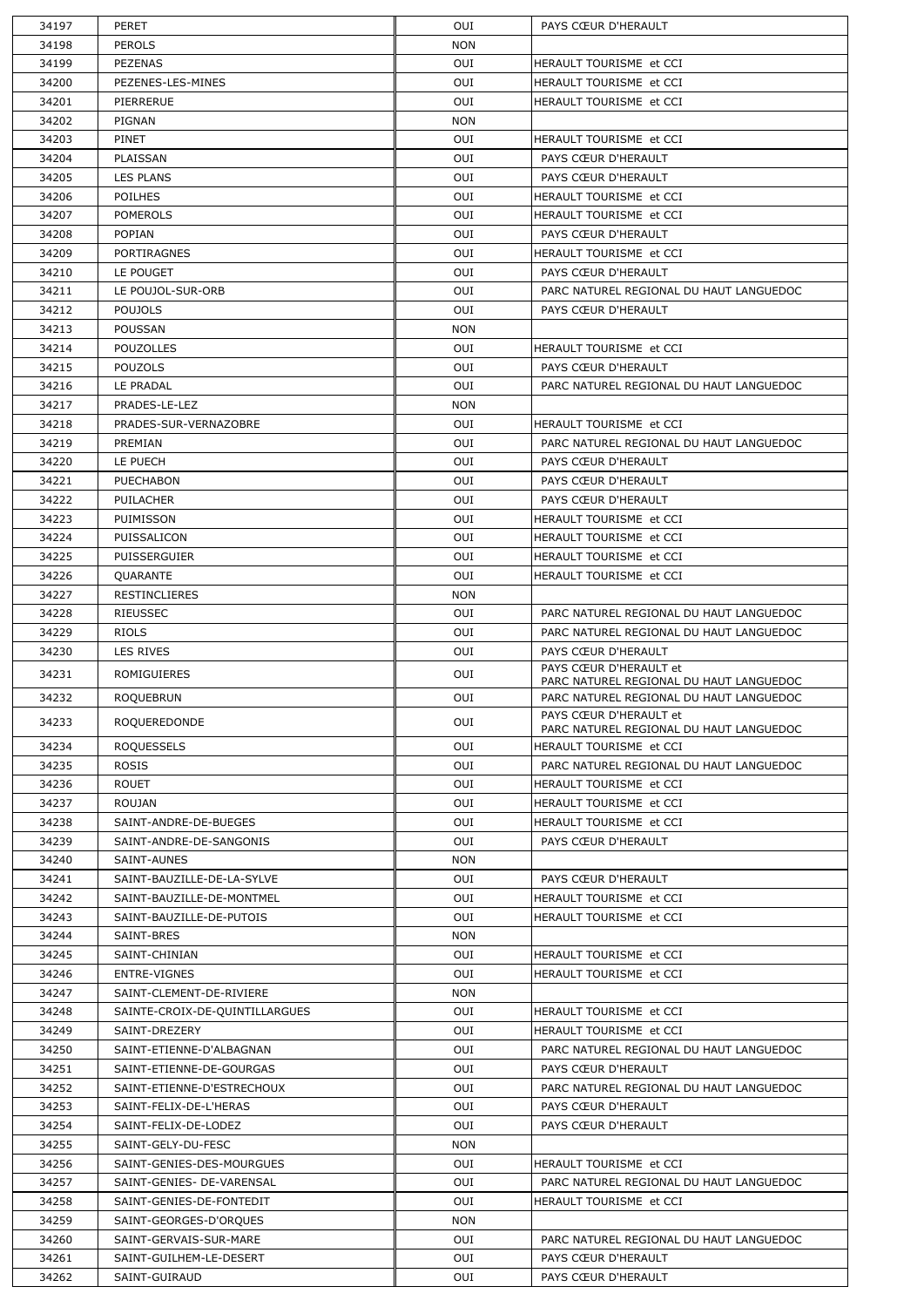| 34197 | PERET | OUI | PAYS CŒUR D'HERAULT |
|---|---|---|---|
| 34198 | PEROLS | NON | |
| 34199 | PEZENAS | OUI | HERAULT TOURISME et CCI |
| 34200 | PEZENES-LES-MINES | OUI | HERAULT TOURISME et CCI |
| 34201 | PIERRERUE | OUI | HERAULT TOURISME et CCI |
| 34202 | PIGNAN | NON | |
| 34203 | PINET | OUI | HERAULT TOURISME et CCI |
| 34204 | PLAISSAN | OUI | PAYS CŒUR D'HERAULT |
| 34205 | LES PLANS | OUI | PAYS CŒUR D'HERAULT |
| 34206 | POILHES | OUI | HERAULT TOURISME et CCI |
| 34207 | POMEROLS | OUI | HERAULT TOURISME et CCI |
| 34208 | POPIAN | OUI | PAYS CŒUR D'HERAULT |
| 34209 | PORTIRAGNES | OUI | HERAULT TOURISME et CCI |
| 34210 | LE POUGET | OUI | PAYS CŒUR D'HERAULT |
| 34211 | LE POUJOL-SUR-ORB | OUI | PARC NATUREL REGIONAL DU HAUT LANGUEDOC |
| 34212 | POUJOLS | OUI | PAYS CŒUR D'HERAULT |
| 34213 | POUSSAN | NON | |
| 34214 | POUZOLLES | OUI | HERAULT TOURISME et CCI |
| 34215 | POUZOLS | OUI | PAYS CŒUR D'HERAULT |
| 34216 | LE PRADAL | OUI | PARC NATUREL REGIONAL DU HAUT LANGUEDOC |
| 34217 | PRADES-LE-LEZ | NON | |
| 34218 | PRADES-SUR-VERNAZOBRE | OUI | HERAULT TOURISME et CCI |
| 34219 | PREMIAN | OUI | PARC NATUREL REGIONAL DU HAUT LANGUEDOC |
| 34220 | LE PUECH | OUI | PAYS CŒUR D'HERAULT |
| 34221 | PUECHABON | OUI | PAYS CŒUR D'HERAULT |
| 34222 | PUILACHER | OUI | PAYS CŒUR D'HERAULT |
| 34223 | PUIMISSON | OUI | HERAULT TOURISME et CCI |
| 34224 | PUISSALICON | OUI | HERAULT TOURISME et CCI |
| 34225 | PUISSERGUIER | OUI | HERAULT TOURISME et CCI |
| 34226 | QUARANTE | OUI | HERAULT TOURISME et CCI |
| 34227 | RESTINCLIERES | NON | |
| 34228 | RIEUSSEC | OUI | PARC NATUREL REGIONAL DU HAUT LANGUEDOC |
| 34229 | RIOLS | OUI | PARC NATUREL REGIONAL DU HAUT LANGUEDOC |
| 34230 | LES RIVES | OUI | PAYS CŒUR D'HERAULT |
| 34231 | ROMIGUIERES | OUI | PAYS CŒUR D'HERAULT et PARC NATUREL REGIONAL DU HAUT LANGUEDOC |
| 34232 | ROQUEBRUN | OUI | PARC NATUREL REGIONAL DU HAUT LANGUEDOC |
| 34233 | ROQUEREDONDE | OUI | PAYS CŒUR D'HERAULT et PARC NATUREL REGIONAL DU HAUT LANGUEDOC |
| 34234 | ROQUESSELS | OUI | HERAULT TOURISME et CCI |
| 34235 | ROSIS | OUI | PARC NATUREL REGIONAL DU HAUT LANGUEDOC |
| 34236 | ROUET | OUI | HERAULT TOURISME et CCI |
| 34237 | ROUJAN | OUI | HERAULT TOURISME et CCI |
| 34238 | SAINT-ANDRE-DE-BUEGES | OUI | HERAULT TOURISME et CCI |
| 34239 | SAINT-ANDRE-DE-SANGONIS | OUI | PAYS CŒUR D'HERAULT |
| 34240 | SAINT-AUNES | NON | |
| 34241 | SAINT-BAUZILLE-DE-LA-SYLVE | OUI | PAYS CŒUR D'HERAULT |
| 34242 | SAINT-BAUZILLE-DE-MONTMEL | OUI | HERAULT TOURISME et CCI |
| 34243 | SAINT-BAUZILLE-DE-PUTOIS | OUI | HERAULT TOURISME et CCI |
| 34244 | SAINT-BRES | NON | |
| 34245 | SAINT-CHINIAN | OUI | HERAULT TOURISME et CCI |
| 34246 | ENTRE-VIGNES | OUI | HERAULT TOURISME et CCI |
| 34247 | SAINT-CLEMENT-DE-RIVIERE | NON | |
| 34248 | SAINTE-CROIX-DE-QUINTILLARGUES | OUI | HERAULT TOURISME et CCI |
| 34249 | SAINT-DREZERY | OUI | HERAULT TOURISME et CCI |
| 34250 | SAINT-ETIENNE-D'ALBAGNAN | OUI | PARC NATUREL REGIONAL DU HAUT LANGUEDOC |
| 34251 | SAINT-ETIENNE-DE-GOURGAS | OUI | PAYS CŒUR D'HERAULT |
| 34252 | SAINT-ETIENNE-D'ESTRECHOUX | OUI | PARC NATUREL REGIONAL DU HAUT LANGUEDOC |
| 34253 | SAINT-FELIX-DE-L'HERAS | OUI | PAYS CŒUR D'HERAULT |
| 34254 | SAINT-FELIX-DE-LODEZ | OUI | PAYS CŒUR D'HERAULT |
| 34255 | SAINT-GELY-DU-FESC | NON | |
| 34256 | SAINT-GENIES-DES-MOURGUES | OUI | HERAULT TOURISME et CCI |
| 34257 | SAINT-GENIES- DE-VARENSAL | OUI | PARC NATUREL REGIONAL DU HAUT LANGUEDOC |
| 34258 | SAINT-GENIES-DE-FONTEDIT | OUI | HERAULT TOURISME et CCI |
| 34259 | SAINT-GEORGES-D'ORQUES | NON | |
| 34260 | SAINT-GERVAIS-SUR-MARE | OUI | PARC NATUREL REGIONAL DU HAUT LANGUEDOC |
| 34261 | SAINT-GUILHEM-LE-DESERT | OUI | PAYS CŒUR D'HERAULT |
| 34262 | SAINT-GUIRAUD | OUI | PAYS CŒUR D'HERAULT |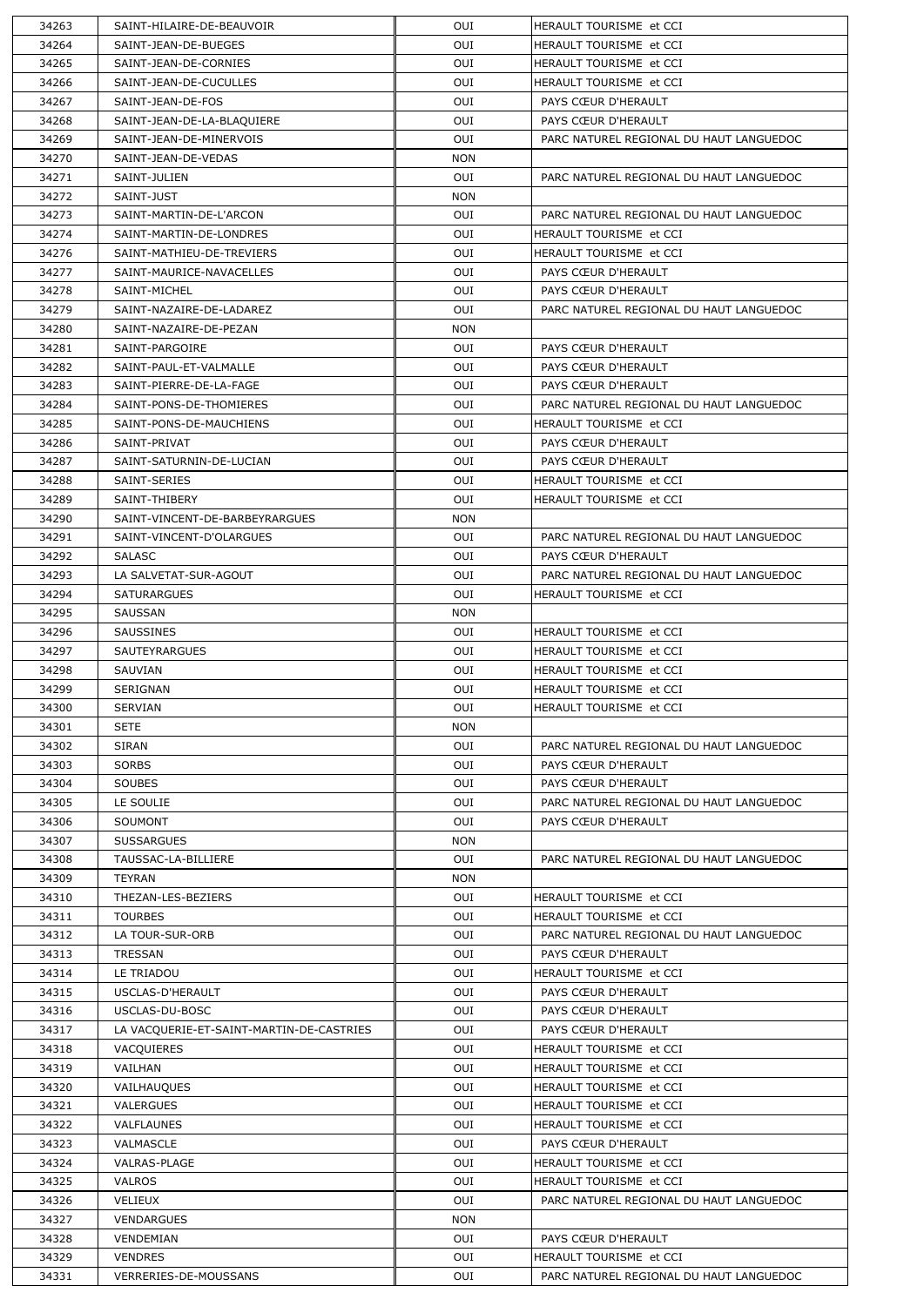| 34263 | SAINT-HILAIRE-DE-BEAUVOIR | OUI | HERAULT TOURISME et CCI |
|---|---|---|---|
| 34264 | SAINT-JEAN-DE-BUEGES | OUI | HERAULT TOURISME et CCI |
| 34265 | SAINT-JEAN-DE-CORNIES | OUI | HERAULT TOURISME et CCI |
| 34266 | SAINT-JEAN-DE-CUCULLES | OUI | HERAULT TOURISME et CCI |
| 34267 | SAINT-JEAN-DE-FOS | OUI | PAYS CŒUR D'HERAULT |
| 34268 | SAINT-JEAN-DE-LA-BLAQUIERE | OUI | PAYS CŒUR D'HERAULT |
| 34269 | SAINT-JEAN-DE-MINERVOIS | OUI | PARC NATUREL REGIONAL DU HAUT LANGUEDOC |
| 34270 | SAINT-JEAN-DE-VEDAS | NON | |
| 34271 | SAINT-JULIEN | OUI | PARC NATUREL REGIONAL DU HAUT LANGUEDOC |
| 34272 | SAINT-JUST | NON | |
| 34273 | SAINT-MARTIN-DE-L'ARCON | OUI | PARC NATUREL REGIONAL DU HAUT LANGUEDOC |
| 34274 | SAINT-MARTIN-DE-LONDRES | OUI | HERAULT TOURISME et CCI |
| 34276 | SAINT-MATHIEU-DE-TREVIERS | OUI | HERAULT TOURISME et CCI |
| 34277 | SAINT-MAURICE-NAVACELLES | OUI | PAYS CŒUR D'HERAULT |
| 34278 | SAINT-MICHEL | OUI | PAYS CŒUR D'HERAULT |
| 34279 | SAINT-NAZAIRE-DE-LADAREZ | OUI | PARC NATUREL REGIONAL DU HAUT LANGUEDOC |
| 34280 | SAINT-NAZAIRE-DE-PEZAN | NON | |
| 34281 | SAINT-PARGOIRE | OUI | PAYS CŒUR D'HERAULT |
| 34282 | SAINT-PAUL-ET-VALMALLE | OUI | PAYS CŒUR D'HERAULT |
| 34283 | SAINT-PIERRE-DE-LA-FAGE | OUI | PAYS CŒUR D'HERAULT |
| 34284 | SAINT-PONS-DE-THOMIERES | OUI | PARC NATUREL REGIONAL DU HAUT LANGUEDOC |
| 34285 | SAINT-PONS-DE-MAUCHIENS | OUI | HERAULT TOURISME et CCI |
| 34286 | SAINT-PRIVAT | OUI | PAYS CŒUR D'HERAULT |
| 34287 | SAINT-SATURNIN-DE-LUCIAN | OUI | PAYS CŒUR D'HERAULT |
| 34288 | SAINT-SERIES | OUI | HERAULT TOURISME et CCI |
| 34289 | SAINT-THIBERY | OUI | HERAULT TOURISME et CCI |
| 34290 | SAINT-VINCENT-DE-BARBEYRARGUES | NON | |
| 34291 | SAINT-VINCENT-D'OLARGUES | OUI | PARC NATUREL REGIONAL DU HAUT LANGUEDOC |
| 34292 | SALASC | OUI | PAYS CŒUR D'HERAULT |
| 34293 | LA SALVETAT-SUR-AGOUT | OUI | PARC NATUREL REGIONAL DU HAUT LANGUEDOC |
| 34294 | SATURARGUES | OUI | HERAULT TOURISME et CCI |
| 34295 | SAUSSAN | NON | |
| 34296 | SAUSSINES | OUI | HERAULT TOURISME et CCI |
| 34297 | SAUTEYRARGUES | OUI | HERAULT TOURISME et CCI |
| 34298 | SAUVIAN | OUI | HERAULT TOURISME et CCI |
| 34299 | SERIGNAN | OUI | HERAULT TOURISME et CCI |
| 34300 | SERVIAN | OUI | HERAULT TOURISME et CCI |
| 34301 | SETE | NON | |
| 34302 | SIRAN | OUI | PARC NATUREL REGIONAL DU HAUT LANGUEDOC |
| 34303 | SORBS | OUI | PAYS CŒUR D'HERAULT |
| 34304 | SOUBES | OUI | PAYS CŒUR D'HERAULT |
| 34305 | LE SOULIE | OUI | PARC NATUREL REGIONAL DU HAUT LANGUEDOC |
| 34306 | SOUMONT | OUI | PAYS CŒUR D'HERAULT |
| 34307 | SUSSARGUES | NON | |
| 34308 | TAUSSAC-LA-BILLIERE | OUI | PARC NATUREL REGIONAL DU HAUT LANGUEDOC |
| 34309 | TEYRAN | NON | |
| 34310 | THEZAN-LES-BEZIERS | OUI | HERAULT TOURISME et CCI |
| 34311 | TOURBES | OUI | HERAULT TOURISME et CCI |
| 34312 | LA TOUR-SUR-ORB | OUI | PARC NATUREL REGIONAL DU HAUT LANGUEDOC |
| 34313 | TRESSAN | OUI | PAYS CŒUR D'HERAULT |
| 34314 | LE TRIADOU | OUI | HERAULT TOURISME et CCI |
| 34315 | USCLAS-D'HERAULT | OUI | PAYS CŒUR D'HERAULT |
| 34316 | USCLAS-DU-BOSC | OUI | PAYS CŒUR D'HERAULT |
| 34317 | LA VACQUERIE-ET-SAINT-MARTIN-DE-CASTRIES | OUI | PAYS CŒUR D'HERAULT |
| 34318 | VACQUIERES | OUI | HERAULT TOURISME et CCI |
| 34319 | VAILHAN | OUI | HERAULT TOURISME et CCI |
| 34320 | VAILHAUQUES | OUI | HERAULT TOURISME et CCI |
| 34321 | VALERGUES | OUI | HERAULT TOURISME et CCI |
| 34322 | VALFLAUNES | OUI | HERAULT TOURISME et CCI |
| 34323 | VALMASCLE | OUI | PAYS CŒUR D'HERAULT |
| 34324 | VALRAS-PLAGE | OUI | HERAULT TOURISME et CCI |
| 34325 | VALROS | OUI | HERAULT TOURISME et CCI |
| 34326 | VELIEUX | OUI | PARC NATUREL REGIONAL DU HAUT LANGUEDOC |
| 34327 | VENDARGUES | NON | |
| 34328 | VENDEMIAN | OUI | PAYS CŒUR D'HERAULT |
| 34329 | VENDRES | OUI | HERAULT TOURISME et CCI |
| 34331 | VERRERIES-DE-MOUSSANS | OUI | PARC NATUREL REGIONAL DU HAUT LANGUEDOC |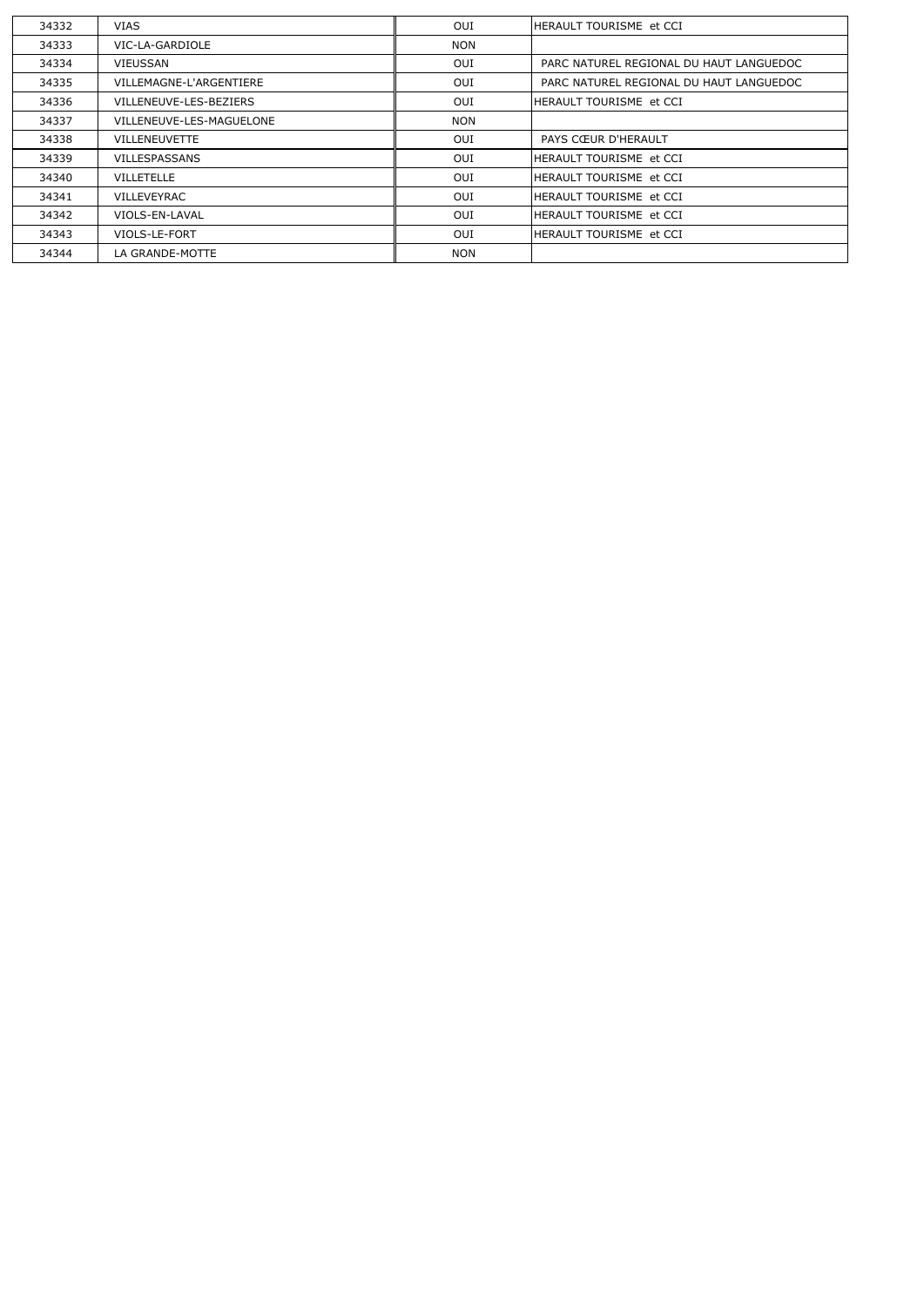| | | | |
|---|---|---|---|
| 34332 | VIAS | OUI | HERAULT TOURISME et CCI |
| 34333 | VIC-LA-GARDIOLE | NON | |
| 34334 | VIEUSSAN | OUI | PARC NATUREL REGIONAL DU HAUT LANGUEDOC |
| 34335 | VILLEMAGNE-L'ARGENTIERE | OUI | PARC NATUREL REGIONAL DU HAUT LANGUEDOC |
| 34336 | VILLENEUVE-LES-BEZIERS | OUI | HERAULT TOURISME et CCI |
| 34337 | VILLENEUVE-LES-MAGUELONE | NON | |
| 34338 | VILLENEUVETTE | OUI | PAYS CŒUR D'HERAULT |
| 34339 | VILLESPASSANS | OUI | HERAULT TOURISME et CCI |
| 34340 | VILLETELLE | OUI | HERAULT TOURISME et CCI |
| 34341 | VILLEVEYRAC | OUI | HERAULT TOURISME et CCI |
| 34342 | VIOLS-EN-LAVAL | OUI | HERAULT TOURISME et CCI |
| 34343 | VIOLS-LE-FORT | OUI | HERAULT TOURISME et CCI |
| 34344 | LA GRANDE-MOTTE | NON | |